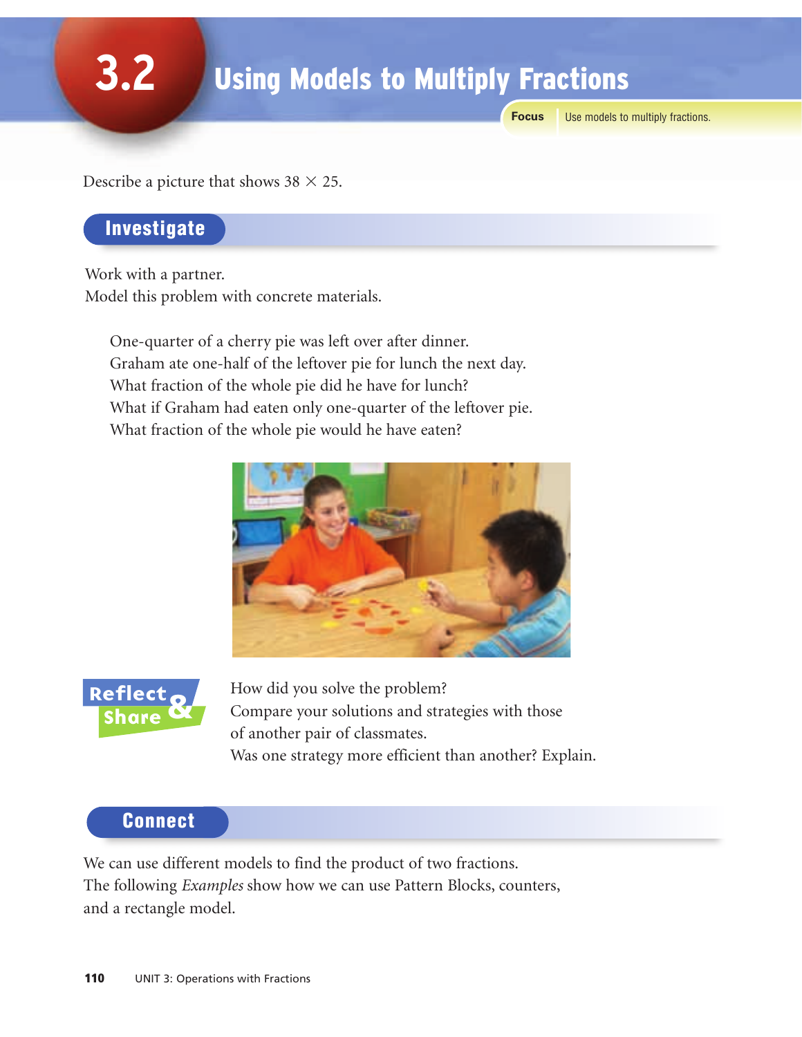# 3.2 Using Models to Multiply Fractions

**Focus** Use models to multiply fractions.

Describe a picture that shows $38 \times 25$.

## Investigate

Work with a partner.
Model this problem with concrete materials.

> One-quarter of a cherry pie was left over after dinner.
> Graham ate one-half of the leftover pie for lunch the next day.
> What fraction of the whole pie did he have for lunch?
> What if Graham had eaten only one-quarter of the leftover pie.
> What fraction of the whole pie would he have eaten?

### Reflect & Share

How did you solve the problem?
Compare your solutions and strategies with those of another pair of classmates.
Was one strategy more efficient than another? Explain.

## Connect

We can use different models to find the product of two fractions.
The following *Examples* show how we can use Pattern Blocks, counters, and a rectangle model.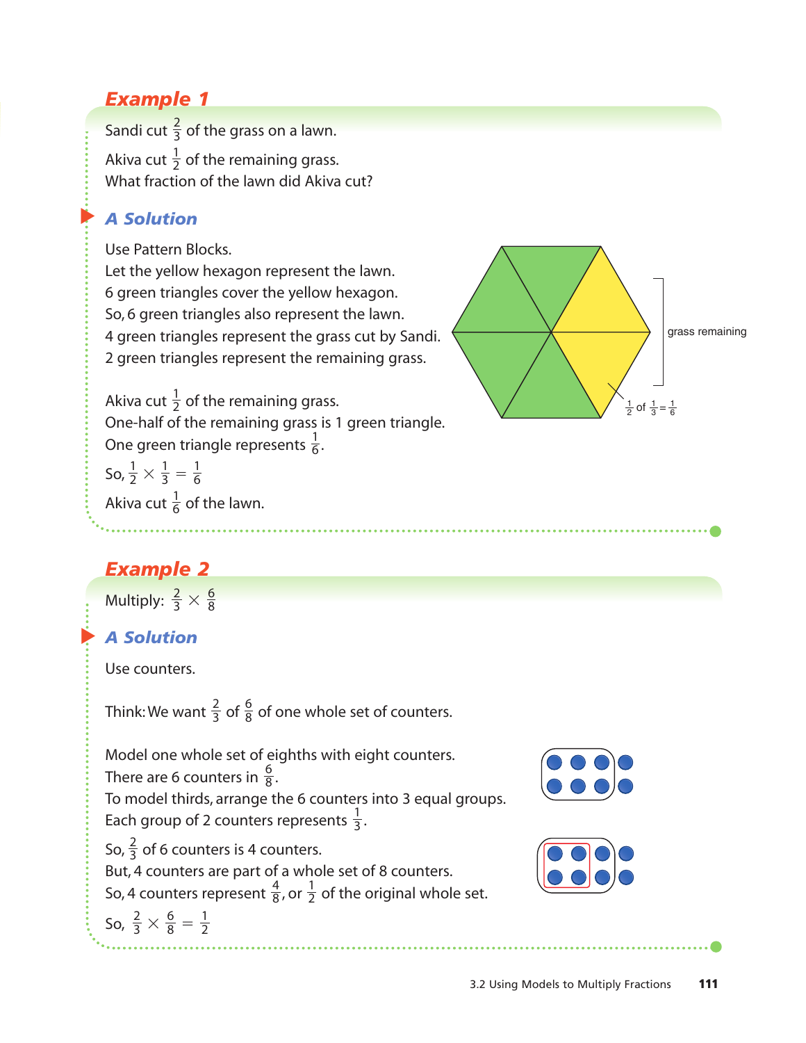## Example 1

Sandi cut $\frac{2}{3}$ of the grass on a lawn.

Akiva cut $\frac{1}{2}$ of the remaining grass.
What fraction of the lawn did Akiva cut?

### A Solution

Use Pattern Blocks.
Let the yellow hexagon represent the lawn.
6 green triangles cover the yellow hexagon.
So, 6 green triangles also represent the lawn.
4 green triangles represent the grass cut by Sandi.
2 green triangles represent the remaining grass.

grass remaining

$\frac{1}{2}$ of $\frac{1}{3} = \frac{1}{6}$

Akiva cut $\frac{1}{2}$ of the remaining grass.
One-half of the remaining grass is 1 green triangle.
One green triangle represents $\frac{1}{6}$.

So, $\frac{1}{2} \times \frac{1}{3} = \frac{1}{6}$

Akiva cut $\frac{1}{6}$ of the lawn.

## Example 2

Multiply: $\frac{2}{3} \times \frac{6}{8}$

### A Solution

Use counters.

Think: We want $\frac{2}{3}$ of $\frac{6}{8}$ of one whole set of counters.

Model one whole set of eighths with eight counters.
There are 6 counters in $\frac{6}{8}$.
To model thirds, arrange the 6 counters into 3 equal groups.
Each group of 2 counters represents $\frac{1}{3}$.

So, $\frac{2}{3}$ of 6 counters is 4 counters.
But, 4 counters are part of a whole set of 8 counters.
So, 4 counters represent $\frac{4}{8}$, or $\frac{1}{2}$ of the original whole set.

So, $\frac{2}{3} \times \frac{6}{8} = \frac{1}{2}$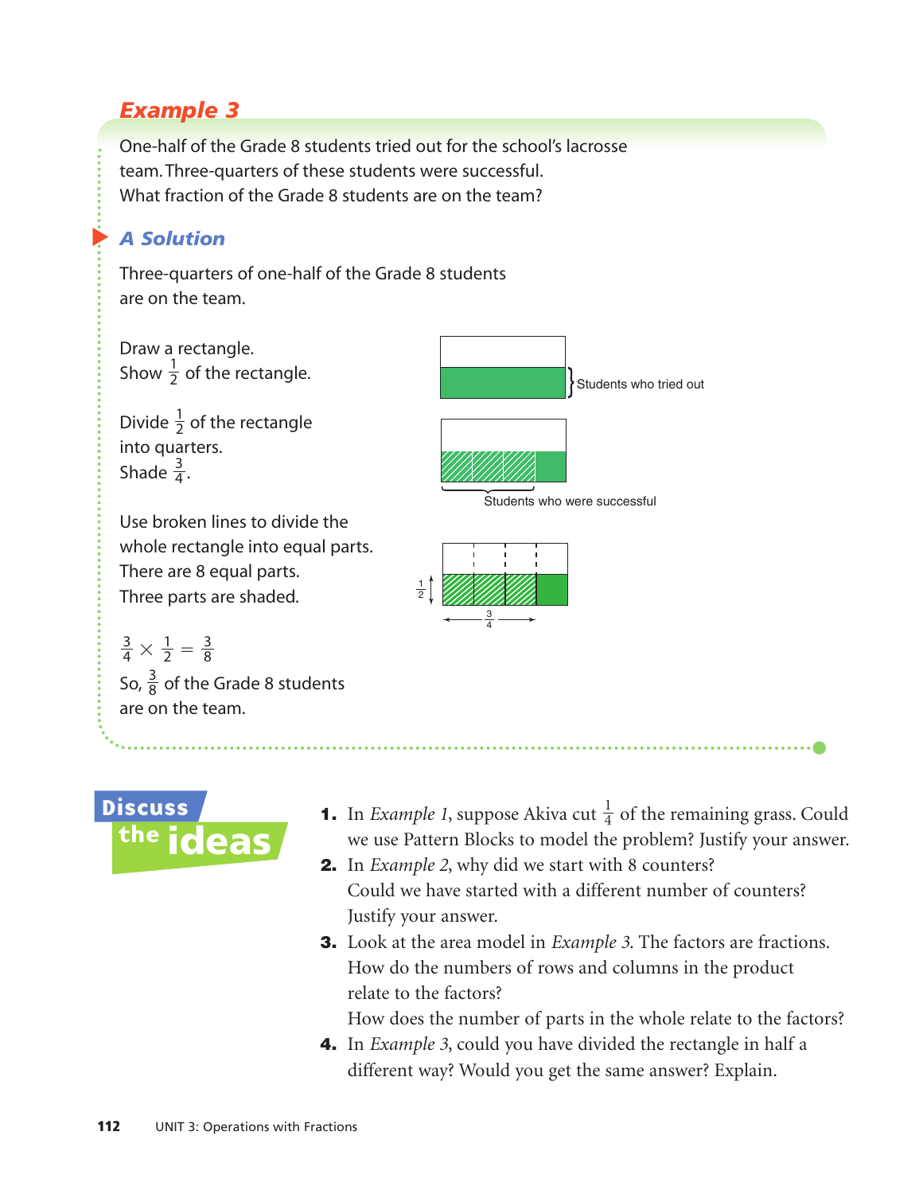## Example 3

One-half of the Grade 8 students tried out for the school's lacrosse team. Three-quarters of these students were successful. What fraction of the Grade 8 students are on the team?

### A Solution

Three-quarters of one-half of the Grade 8 students are on the team.

Draw a rectangle.
Show $\frac{1}{2}$ of the rectangle.

Students who tried out

Divide $\frac{1}{2}$ of the rectangle into quarters.
Shade $\frac{3}{4}$.

Students who were successful

Use broken lines to divide the whole rectangle into equal parts.
There are 8 equal parts.
Three parts are shaded.

$\frac{1}{2}$ $\frac{3}{4}$

$\frac{3}{4} \times \frac{1}{2} = \frac{3}{8}$

So, $\frac{3}{8}$ of the Grade 8 students are on the team.

## Discuss the ideas

1. In *Example 1*, suppose Akiva cut $\frac{1}{4}$ of the remaining grass. Could we use Pattern Blocks to model the problem? Justify your answer.
2. In *Example 2*, why did we start with 8 counters? Could we have started with a different number of counters? Justify your answer.
3. Look at the area model in *Example 3*. The factors are fractions. How do the numbers of rows and columns in the product relate to the factors? How does the number of parts in the whole relate to the factors?
4. In *Example 3*, could you have divided the rectangle in half a different way? Would you get the same answer? Explain.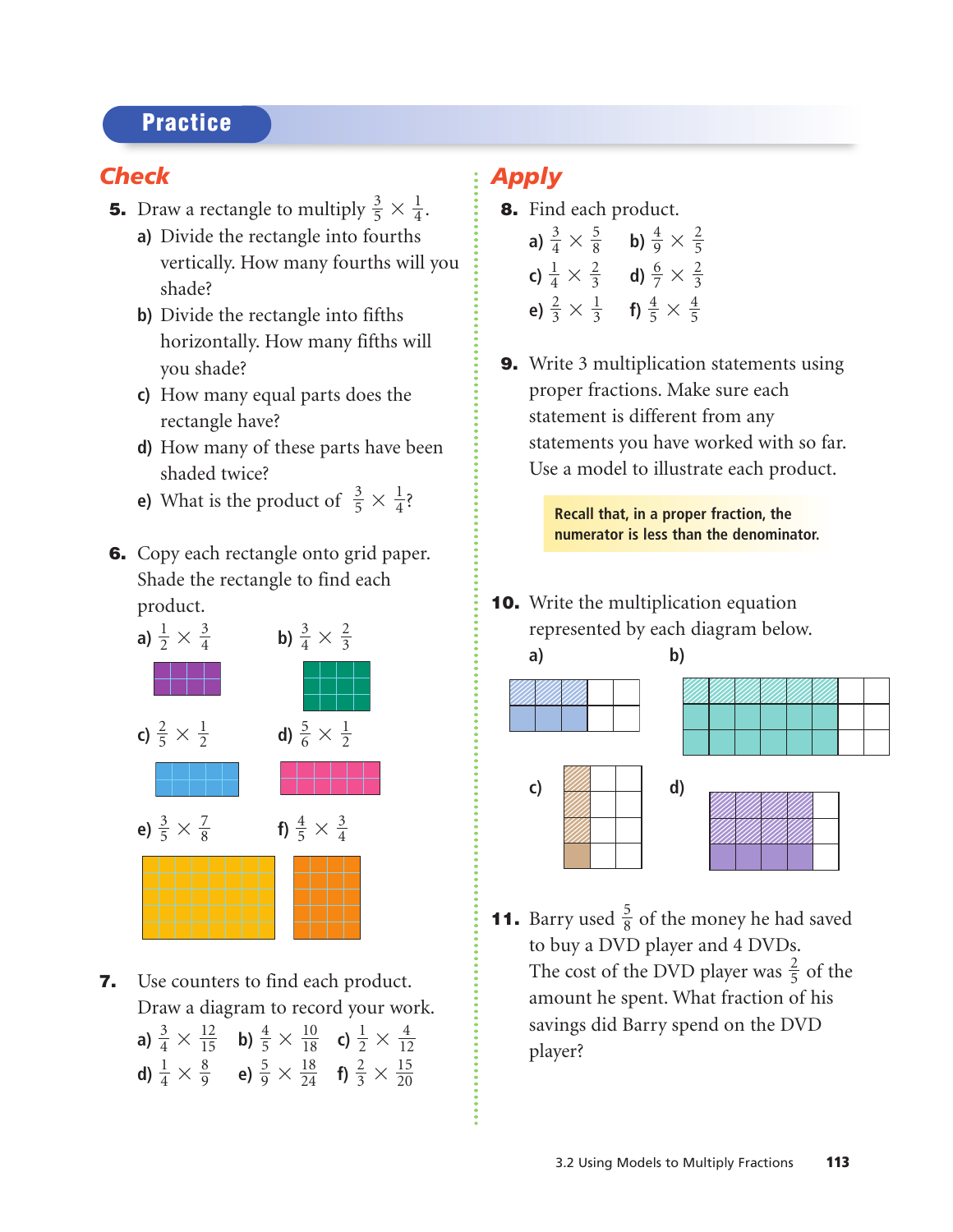## Practice

### Check

**5.** Draw a rectangle to multiply $\frac{3}{5} \times \frac{1}{4}$.

a) Divide the rectangle into fourths vertically. How many fourths will you shade?

b) Divide the rectangle into fifths horizontally. How many fifths will you shade?

c) How many equal parts does the rectangle have?

d) How many of these parts have been shaded twice?

e) What is the product of $\frac{3}{5} \times \frac{1}{4}$?

**6.** Copy each rectangle onto grid paper. Shade the rectangle to find each product.

a) $\frac{1}{2} \times \frac{3}{4}$

b) $\frac{3}{4} \times \frac{2}{3}$

c) $\frac{2}{5} \times \frac{1}{2}$

d) $\frac{5}{6} \times \frac{1}{2}$

e) $\frac{3}{5} \times \frac{7}{8}$

f) $\frac{4}{5} \times \frac{3}{4}$

**7.** Use counters to find each product. Draw a diagram to record your work.

a) $\frac{3}{4} \times \frac{12}{15}$ b) $\frac{4}{5} \times \frac{10}{18}$ c) $\frac{1}{2} \times \frac{4}{12}$

d) $\frac{1}{4} \times \frac{8}{9}$ e) $\frac{5}{9} \times \frac{18}{24}$ f) $\frac{2}{3} \times \frac{15}{20}$

### Apply

**8.** Find each product.

a) $\frac{3}{4} \times \frac{5}{8}$ b) $\frac{4}{9} \times \frac{2}{5}$

c) $\frac{1}{4} \times \frac{2}{3}$ d) $\frac{6}{7} \times \frac{2}{3}$

e) $\frac{2}{3} \times \frac{1}{3}$ f) $\frac{4}{5} \times \frac{4}{5}$

**9.** Write 3 multiplication statements using proper fractions. Make sure each statement is different from any statements you have worked with so far. Use a model to illustrate each product.

> **Recall that, in a proper fraction, the numerator is less than the denominator.**

**10.** Write the multiplication equation represented by each diagram below.

a)

b)

c)

d)

**11.** Barry used $\frac{5}{8}$ of the money he had saved to buy a DVD player and 4 DVDs. The cost of the DVD player was $\frac{2}{5}$ of the amount he spent. What fraction of his savings did Barry spend on the DVD player?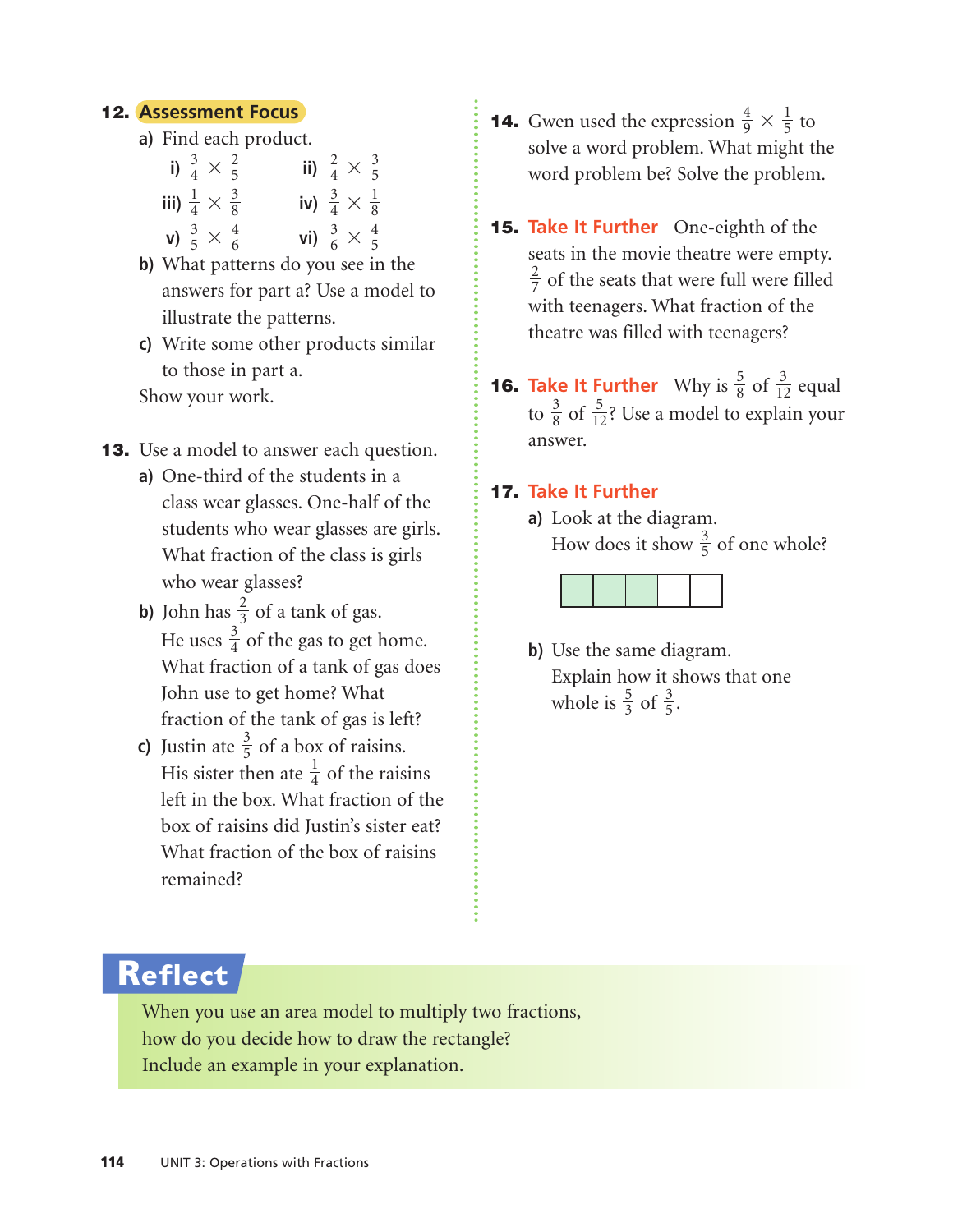**12. Assessment Focus**

a) Find each product.

i) $\frac{3}{4} \times \frac{2}{5}$ ii) $\frac{2}{4} \times \frac{3}{5}$

iii) $\frac{1}{4} \times \frac{3}{8}$ iv) $\frac{3}{4} \times \frac{1}{8}$

v) $\frac{3}{5} \times \frac{4}{6}$ vi) $\frac{3}{6} \times \frac{4}{5}$

b) What patterns do you see in the answers for part a? Use a model to illustrate the patterns.

c) Write some other products similar to those in part a.

Show your work.

**13.** Use a model to answer each question.

a) One-third of the students in a class wear glasses. One-half of the students who wear glasses are girls. What fraction of the class is girls who wear glasses?

b) John has $\frac{2}{3}$ of a tank of gas. He uses $\frac{3}{4}$ of the gas to get home. What fraction of a tank of gas does John use to get home? What fraction of the tank of gas is left?

c) Justin ate $\frac{3}{5}$ of a box of raisins. His sister then ate $\frac{1}{4}$ of the raisins left in the box. What fraction of the box of raisins did Justin's sister eat? What fraction of the box of raisins remained?

**14.** Gwen used the expression $\frac{4}{9} \times \frac{1}{5}$ to solve a word problem. What might the word problem be? Solve the problem.

**15. Take It Further** One-eighth of the seats in the movie theatre were empty. $\frac{2}{7}$ of the seats that were full were filled with teenagers. What fraction of the theatre was filled with teenagers?

**16. Take It Further** Why is $\frac{5}{8}$ of $\frac{3}{12}$ equal to $\frac{3}{8}$ of $\frac{5}{12}$? Use a model to explain your answer.

**17. Take It Further**

a) Look at the diagram. How does it show $\frac{3}{5}$ of one whole?

b) Use the same diagram. Explain how it shows that one whole is $\frac{5}{3}$ of $\frac{3}{5}$.

## Reflect

When you use an area model to multiply two fractions, how do you decide how to draw the rectangle? Include an example in your explanation.